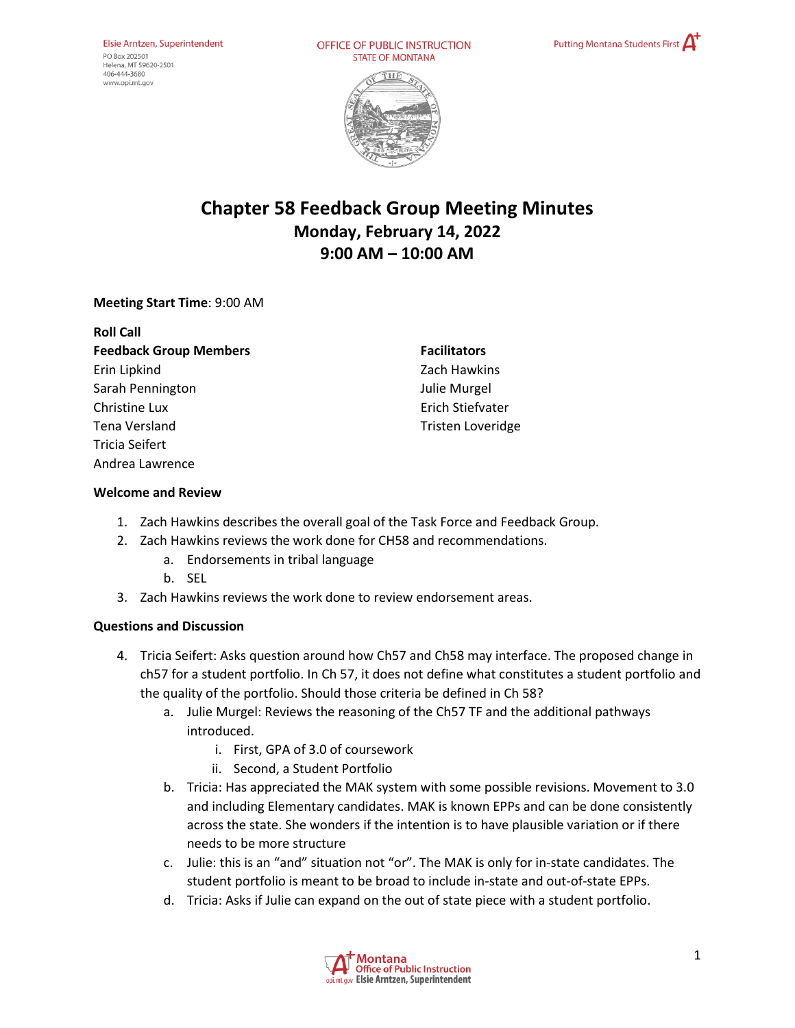Elsie Arntzen, Superintendent
PO Box 202501
Helena, MT 59620-2501
406-444-3680
www.opi.mt.gov

OFFICE OF PUBLIC INSTRUCTION
STATE OF MONTANA

Putting Montana Students First

# Chapter 58 Feedback Group Meeting Minutes

## Monday, February 14, 2022
## 9:00 AM – 10:00 AM

**Meeting Start Time**: 9:00 AM

**Roll Call**

**Feedback Group Members**
Erin Lipkind
Sarah Pennington
Christine Lux
Tena Versland
Tricia Seifert
Andrea Lawrence

**Facilitators**
Zach Hawkins
Julie Murgel
Erich Stiefvater
Tristen Loveridge

**Welcome and Review**

1. Zach Hawkins describes the overall goal of the Task Force and Feedback Group.
2. Zach Hawkins reviews the work done for CH58 and recommendations.
   a. Endorsements in tribal language
   b. SEL
3. Zach Hawkins reviews the work done to review endorsement areas.

**Questions and Discussion**

4. Tricia Seifert: Asks question around how Ch57 and Ch58 may interface. The proposed change in ch57 for a student portfolio. In Ch 57, it does not define what constitutes a student portfolio and the quality of the portfolio. Should those criteria be defined in Ch 58?
   a. Julie Murgel: Reviews the reasoning of the Ch57 TF and the additional pathways introduced.
      i. First, GPA of 3.0 of coursework
      ii. Second, a Student Portfolio
   b. Tricia: Has appreciated the MAK system with some possible revisions. Movement to 3.0 and including Elementary candidates. MAK is known EPPs and can be done consistently across the state. She wonders if the intention is to have plausible variation or if there needs to be more structure
   c. Julie: this is an "and" situation not "or". The MAK is only for in-state candidates. The student portfolio is meant to be broad to include in-state and out-of-state EPPs.
   d. Tricia: Asks if Julie can expand on the out of state piece with a student portfolio.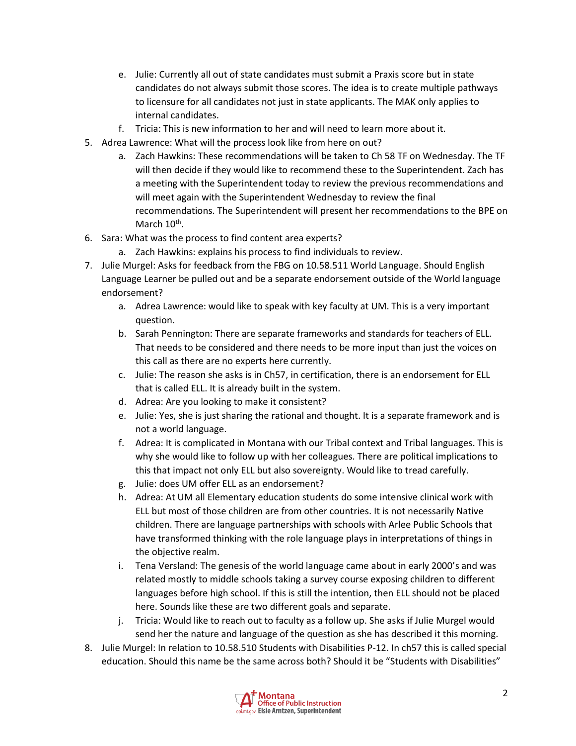e. Julie: Currently all out of state candidates must submit a Praxis score but in state candidates do not always submit those scores. The idea is to create multiple pathways to licensure for all candidates not just in state applicants. The MAK only applies to internal candidates.
   f. Tricia: This is new information to her and will need to learn more about it.

5. Adrea Lawrence: What will the process look like from here on out?
   a. Zach Hawkins: These recommendations will be taken to Ch 58 TF on Wednesday. The TF will then decide if they would like to recommend these to the Superintendent. Zach has a meeting with the Superintendent today to review the previous recommendations and will meet again with the Superintendent Wednesday to review the final recommendations. The Superintendent will present her recommendations to the BPE on March 10th.
6. Sara: What was the process to find content area experts?
   a. Zach Hawkins: explains his process to find individuals to review.
7. Julie Murgel: Asks for feedback from the FBG on 10.58.511 World Language. Should English Language Learner be pulled out and be a separate endorsement outside of the World language endorsement?
   a. Adrea Lawrence: would like to speak with key faculty at UM. This is a very important question.
   b. Sarah Pennington: There are separate frameworks and standards for teachers of ELL. That needs to be considered and there needs to be more input than just the voices on this call as there are no experts here currently.
   c. Julie: The reason she asks is in Ch57, in certification, there is an endorsement for ELL that is called ELL. It is already built in the system.
   d. Adrea: Are you looking to make it consistent?
   e. Julie: Yes, she is just sharing the rational and thought. It is a separate framework and is not a world language.
   f. Adrea: It is complicated in Montana with our Tribal context and Tribal languages. This is why she would like to follow up with her colleagues. There are political implications to this that impact not only ELL but also sovereignty. Would like to tread carefully.
   g. Julie: does UM offer ELL as an endorsement?
   h. Adrea: At UM all Elementary education students do some intensive clinical work with ELL but most of those children are from other countries. It is not necessarily Native children. There are language partnerships with schools with Arlee Public Schools that have transformed thinking with the role language plays in interpretations of things in the objective realm.
   i. Tena Versland: The genesis of the world language came about in early 2000's and was related mostly to middle schools taking a survey course exposing children to different languages before high school. If this is still the intention, then ELL should not be placed here. Sounds like these are two different goals and separate.
   j. Tricia: Would like to reach out to faculty as a follow up. She asks if Julie Murgel would send her the nature and language of the question as she has described it this morning.
8. Julie Murgel: In relation to 10.58.510 Students with Disabilities P-12. In ch57 this is called special education. Should this name be the same across both? Should it be "Students with Disabilities"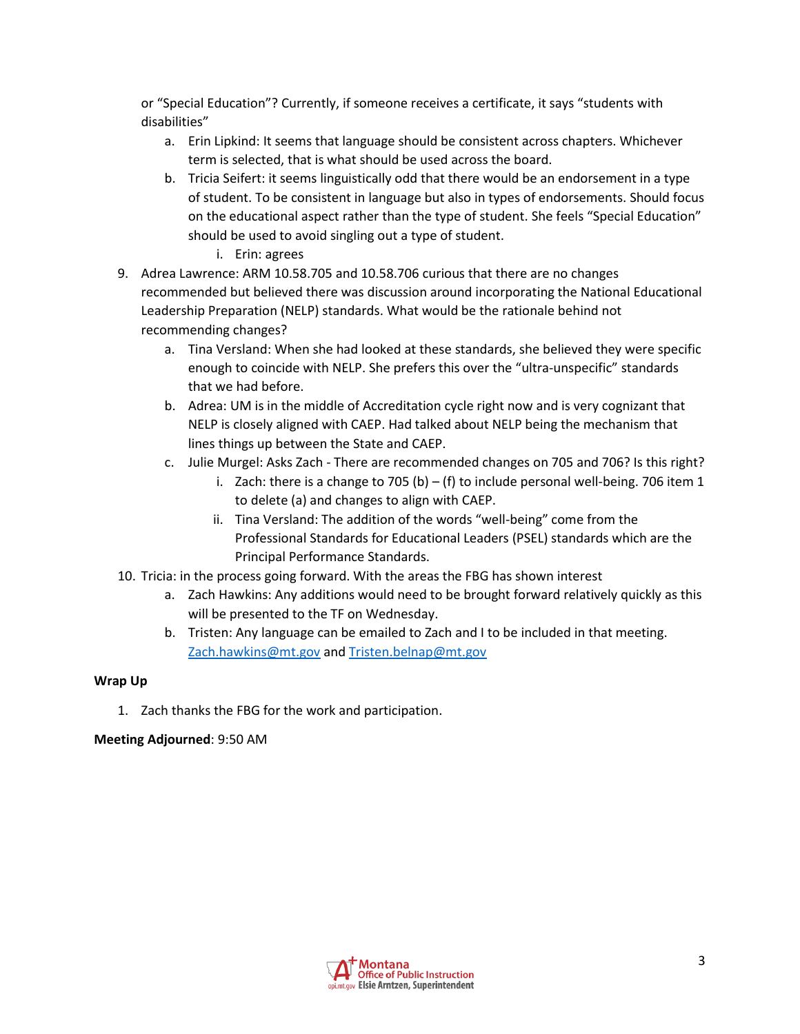or “Special Education”? Currently, if someone receives a certificate, it says “students with disabilities”

   a. Erin Lipkind: It seems that language should be consistent across chapters. Whichever term is selected, that is what should be used across the board.
   b. Tricia Seifert: it seems linguistically odd that there would be an endorsement in a type of student. To be consistent in language but also in types of endorsements. Should focus on the educational aspect rather than the type of student. She feels “Special Education” should be used to avoid singling out a type of student.
      i. Erin: agrees

9. Adrea Lawrence: ARM 10.58.705 and 10.58.706 curious that there are no changes recommended but believed there was discussion around incorporating the National Educational Leadership Preparation (NELP) standards. What would be the rationale behind not recommending changes?
   a. Tina Versland: When she had looked at these standards, she believed they were specific enough to coincide with NELP. She prefers this over the “ultra-unspecific” standards that we had before.
   b. Adrea: UM is in the middle of Accreditation cycle right now and is very cognizant that NELP is closely aligned with CAEP. Had talked about NELP being the mechanism that lines things up between the State and CAEP.
   c. Julie Murgel: Asks Zach - There are recommended changes on 705 and 706? Is this right?
      i. Zach: there is a change to 705 (b) – (f) to include personal well-being. 706 item 1 to delete (a) and changes to align with CAEP.
      ii. Tina Versland: The addition of the words “well-being” come from the Professional Standards for Educational Leaders (PSEL) standards which are the Principal Performance Standards.
10. Tricia: in the process going forward. With the areas the FBG has shown interest
    a. Zach Hawkins: Any additions would need to be brought forward relatively quickly as this will be presented to the TF on Wednesday.
    b. Tristen: Any language can be emailed to Zach and I to be included in that meeting. Zach.hawkins@mt.gov and Tristen.belnap@mt.gov

**Wrap Up**

1. Zach thanks the FBG for the work and participation.

**Meeting Adjourned**: 9:50 AM